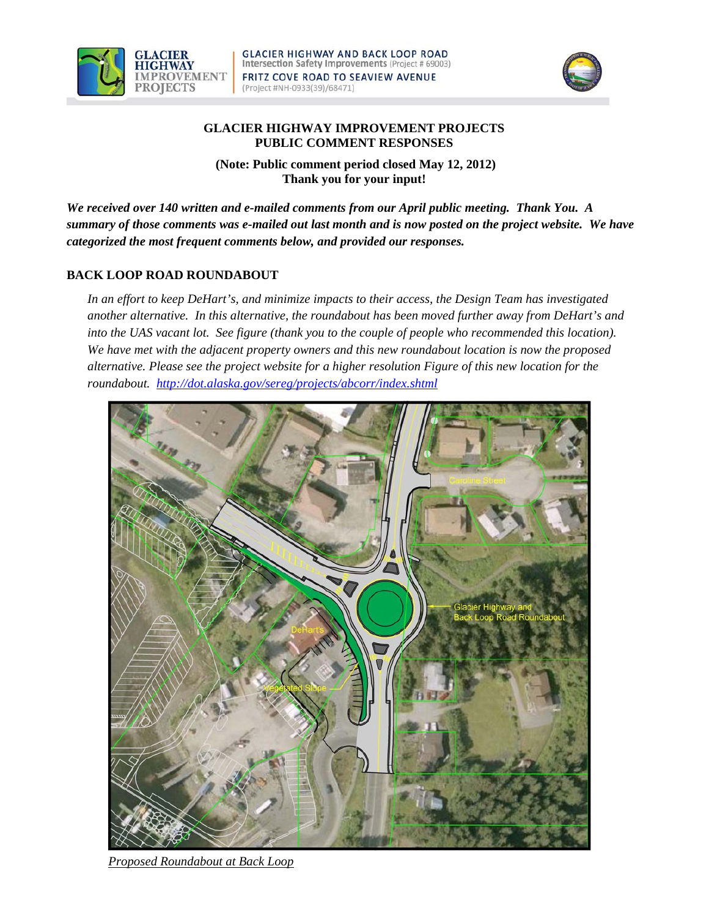# GLACIER HIGHWAY IMPROVEMENT PROJECTS
## PUBLIC COMMENT RESPONSES

**(Note: Public comment period closed May 12, 2012)**
**Thank you for your input!**

***We received over 140 written and e-mailed comments from our April public meeting. Thank You. A summary of those comments was e-mailed out last month and is now posted on the project website. We have categorized the most frequent comments below, and provided our responses.***

### BACK LOOP ROAD ROUNDABOUT

*In an effort to keep DeHart's, and minimize impacts to their access, the Design Team has investigated another alternative. In this alternative, the roundabout has been moved further away from DeHart's and into the UAS vacant lot. See figure (thank you to the couple of people who recommended this location). We have met with the adjacent property owners and this new roundabout location is now the proposed alternative. Please see the project website for a higher resolution Figure of this new location for the roundabout.* [*http://dot.alaska.gov/sereg/projects/abcorr/index.shtml*](http://dot.alaska.gov/sereg/projects/abcorr/index.shtml)

*Proposed Roundabout at Back Loop*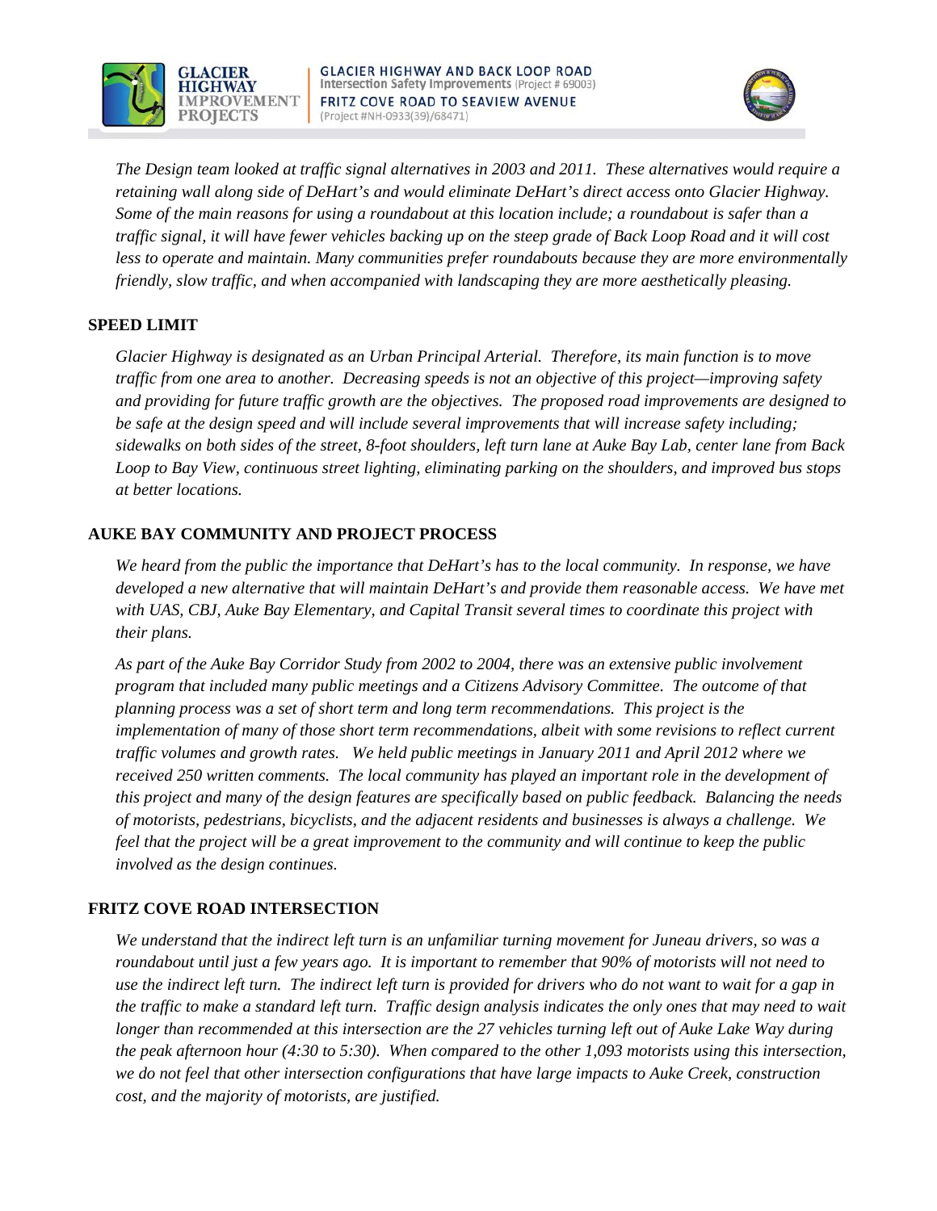*The Design team looked at traffic signal alternatives in 2003 and 2011. These alternatives would require a retaining wall along side of DeHart's and would eliminate DeHart's direct access onto Glacier Highway. Some of the main reasons for using a roundabout at this location include; a roundabout is safer than a traffic signal, it will have fewer vehicles backing up on the steep grade of Back Loop Road and it will cost less to operate and maintain. Many communities prefer roundabouts because they are more environmentally friendly, slow traffic, and when accompanied with landscaping they are more aesthetically pleasing.*

**SPEED LIMIT**

*Glacier Highway is designated as an Urban Principal Arterial. Therefore, its main function is to move traffic from one area to another. Decreasing speeds is not an objective of this project—improving safety and providing for future traffic growth are the objectives. The proposed road improvements are designed to be safe at the design speed and will include several improvements that will increase safety including; sidewalks on both sides of the street, 8-foot shoulders, left turn lane at Auke Bay Lab, center lane from Back Loop to Bay View, continuous street lighting, eliminating parking on the shoulders, and improved bus stops at better locations.*

**AUKE BAY COMMUNITY AND PROJECT PROCESS**

*We heard from the public the importance that DeHart's has to the local community. In response, we have developed a new alternative that will maintain DeHart's and provide them reasonable access. We have met with UAS, CBJ, Auke Bay Elementary, and Capital Transit several times to coordinate this project with their plans.*

*As part of the Auke Bay Corridor Study from 2002 to 2004, there was an extensive public involvement program that included many public meetings and a Citizens Advisory Committee. The outcome of that planning process was a set of short term and long term recommendations. This project is the implementation of many of those short term recommendations, albeit with some revisions to reflect current traffic volumes and growth rates. We held public meetings in January 2011 and April 2012 where we received 250 written comments. The local community has played an important role in the development of this project and many of the design features are specifically based on public feedback. Balancing the needs of motorists, pedestrians, bicyclists, and the adjacent residents and businesses is always a challenge. We feel that the project will be a great improvement to the community and will continue to keep the public involved as the design continues.*

**FRITZ COVE ROAD INTERSECTION**

*We understand that the indirect left turn is an unfamiliar turning movement for Juneau drivers, so was a roundabout until just a few years ago. It is important to remember that 90% of motorists will not need to use the indirect left turn. The indirect left turn is provided for drivers who do not want to wait for a gap in the traffic to make a standard left turn. Traffic design analysis indicates the only ones that may need to wait longer than recommended at this intersection are the 27 vehicles turning left out of Auke Lake Way during the peak afternoon hour (4:30 to 5:30). When compared to the other 1,093 motorists using this intersection, we do not feel that other intersection configurations that have large impacts to Auke Creek, construction cost, and the majority of motorists, are justified.*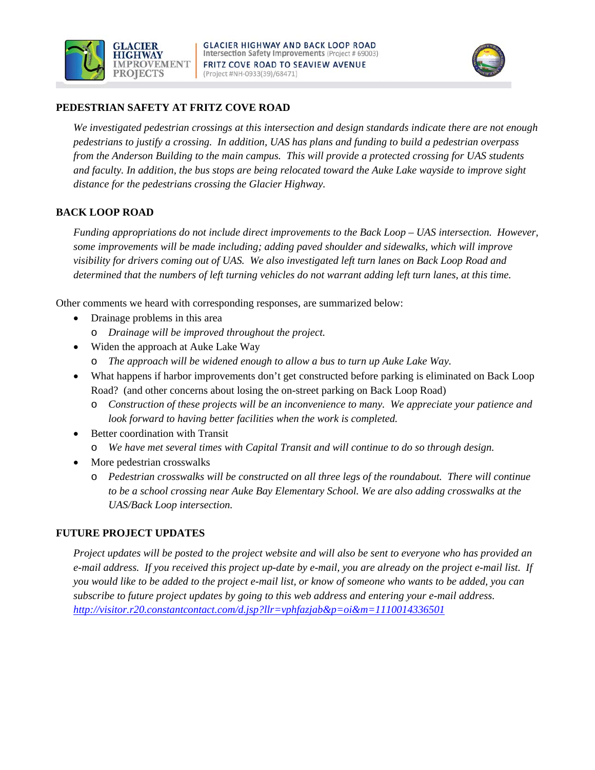## PEDESTRIAN SAFETY AT FRITZ COVE ROAD

*We investigated pedestrian crossings at this intersection and design standards indicate there are not enough pedestrians to justify a crossing. In addition, UAS has plans and funding to build a pedestrian overpass from the Anderson Building to the main campus. This will provide a protected crossing for UAS students and faculty. In addition, the bus stops are being relocated toward the Auke Lake wayside to improve sight distance for the pedestrians crossing the Glacier Highway.*

## BACK LOOP ROAD

*Funding appropriations do not include direct improvements to the Back Loop – UAS intersection. However, some improvements will be made including; adding paved shoulder and sidewalks, which will improve visibility for drivers coming out of UAS. We also investigated left turn lanes on Back Loop Road and determined that the numbers of left turning vehicles do not warrant adding left turn lanes, at this time.*

Other comments we heard with corresponding responses, are summarized below:

- Drainage problems in this area
  - *Drainage will be improved throughout the project.*
- Widen the approach at Auke Lake Way
  - *The approach will be widened enough to allow a bus to turn up Auke Lake Way.*
- What happens if harbor improvements don't get constructed before parking is eliminated on Back Loop Road? (and other concerns about losing the on-street parking on Back Loop Road)
  - *Construction of these projects will be an inconvenience to many. We appreciate your patience and look forward to having better facilities when the work is completed.*
- Better coordination with Transit
  - *We have met several times with Capital Transit and will continue to do so through design.*
- More pedestrian crosswalks
  - *Pedestrian crosswalks will be constructed on all three legs of the roundabout. There will continue to be a school crossing near Auke Bay Elementary School. We are also adding crosswalks at the UAS/Back Loop intersection.*

## FUTURE PROJECT UPDATES

*Project updates will be posted to the project website and will also be sent to everyone who has provided an e-mail address. If you received this project up-date by e-mail, you are already on the project e-mail list. If you would like to be added to the project e-mail list, or know of someone who wants to be added, you can subscribe to future project updates by going to this web address and entering your e-mail address.*
*http://visitor.r20.constantcontact.com/d.jsp?llr=vphfazjab&p=oi&m=1110014336501*